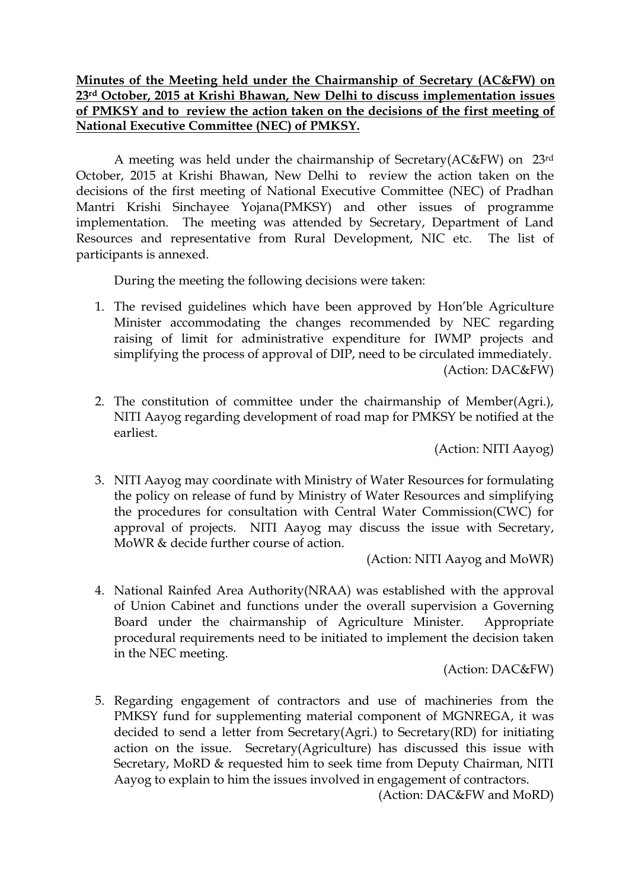**Minutes of the Meeting held under the Chairmanship of Secretary (AC&FW) on 23rd October, 2015 at Krishi Bhawan, New Delhi to discuss implementation issues of PMKSY and to review the action taken on the decisions of the first meeting of National Executive Committee (NEC) of PMKSY.**

A meeting was held under the chairmanship of Secretary(AC&FW) on 23rd October, 2015 at Krishi Bhawan, New Delhi to review the action taken on the decisions of the first meeting of National Executive Committee (NEC) of Pradhan Mantri Krishi Sinchayee Yojana(PMKSY) and other issues of programme implementation. The meeting was attended by Secretary, Department of Land Resources and representative from Rural Development, NIC etc. The list of participants is annexed.

During the meeting the following decisions were taken:

1. The revised guidelines which have been approved by Hon'ble Agriculture Minister accommodating the changes recommended by NEC regarding raising of limit for administrative expenditure for IWMP projects and simplifying the process of approval of DIP, need to be circulated immediately.
   (Action: DAC&FW)

2. The constitution of committee under the chairmanship of Member(Agri.), NITI Aayog regarding development of road map for PMKSY be notified at the earliest.
   (Action: NITI Aayog)

3. NITI Aayog may coordinate with Ministry of Water Resources for formulating the policy on release of fund by Ministry of Water Resources and simplifying the procedures for consultation with Central Water Commission(CWC) for approval of projects. NITI Aayog may discuss the issue with Secretary, MoWR & decide further course of action.
   (Action: NITI Aayog and MoWR)

4. National Rainfed Area Authority(NRAA) was established with the approval of Union Cabinet and functions under the overall supervision a Governing Board under the chairmanship of Agriculture Minister. Appropriate procedural requirements need to be initiated to implement the decision taken in the NEC meeting.
   (Action: DAC&FW)

5. Regarding engagement of contractors and use of machineries from the PMKSY fund for supplementing material component of MGNREGA, it was decided to send a letter from Secretary(Agri.) to Secretary(RD) for initiating action on the issue. Secretary(Agriculture) has discussed this issue with Secretary, MoRD & requested him to seek time from Deputy Chairman, NITI Aayog to explain to him the issues involved in engagement of contractors.
   (Action: DAC&FW and MoRD)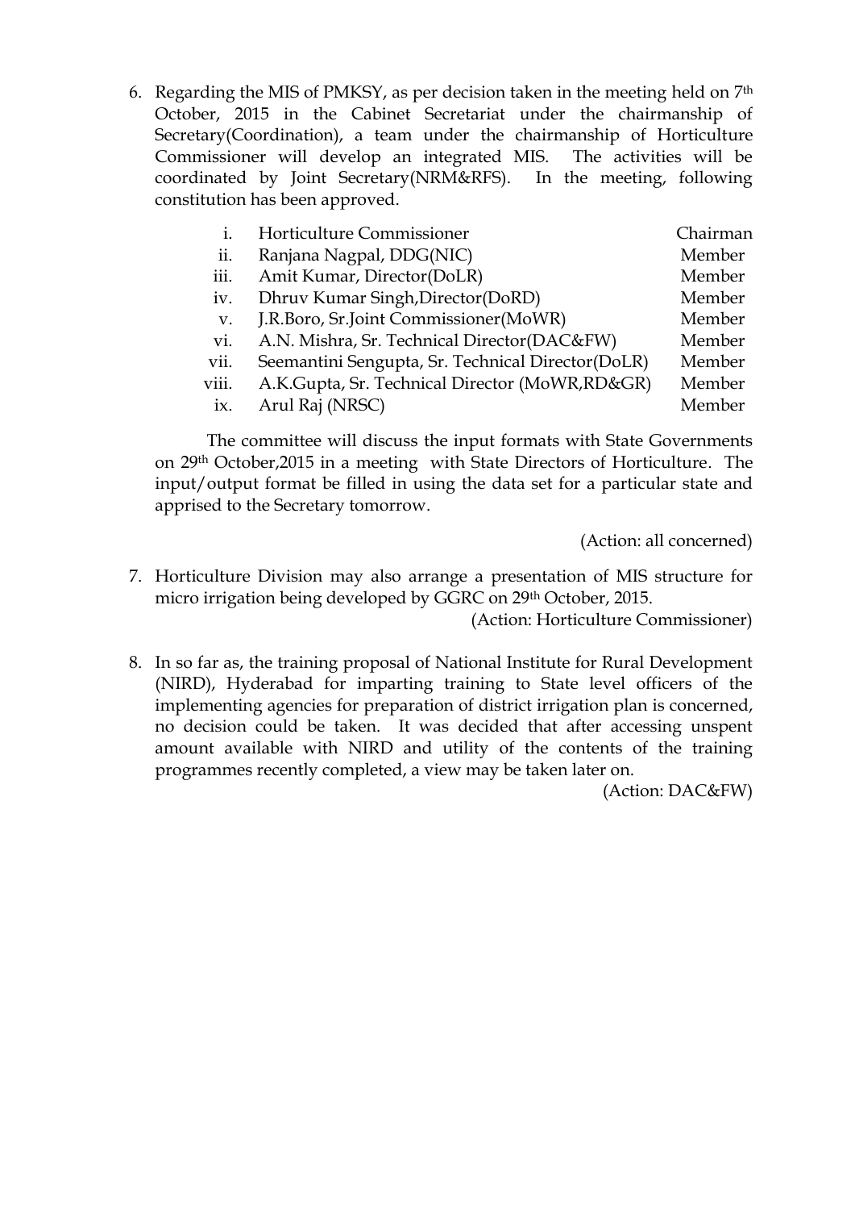6. Regarding the MIS of PMKSY, as per decision taken in the meeting held on 7th October, 2015 in the Cabinet Secretariat under the chairmanship of Secretary(Coordination), a team under the chairmanship of Horticulture Commissioner will develop an integrated MIS. The activities will be coordinated by Joint Secretary(NRM&RFS). In the meeting, following constitution has been approved.

| | | |
|---|---|---|
| i. | Horticulture Commissioner | Chairman |
| ii. | Ranjana Nagpal, DDG(NIC) | Member |
| iii. | Amit Kumar, Director(DoLR) | Member |
| iv. | Dhruv Kumar Singh,Director(DoRD) | Member |
| v. | J.R.Boro, Sr.Joint Commissioner(MoWR) | Member |
| vi. | A.N. Mishra, Sr. Technical Director(DAC&FW) | Member |
| vii. | Seemantini Sengupta, Sr. Technical Director(DoLR) | Member |
| viii. | A.K.Gupta, Sr. Technical Director (MoWR,RD&GR) | Member |
| ix. | Arul Raj (NRSC) | Member |

The committee will discuss the input formats with State Governments on 29th October,2015 in a meeting with State Directors of Horticulture. The input/output format be filled in using the data set for a particular state and apprised to the Secretary tomorrow.

(Action: all concerned)

7. Horticulture Division may also arrange a presentation of MIS structure for micro irrigation being developed by GGRC on 29th October, 2015.

(Action: Horticulture Commissioner)

8. In so far as, the training proposal of National Institute for Rural Development (NIRD), Hyderabad for imparting training to State level officers of the implementing agencies for preparation of district irrigation plan is concerned, no decision could be taken. It was decided that after accessing unspent amount available with NIRD and utility of the contents of the training programmes recently completed, a view may be taken later on.

(Action: DAC&FW)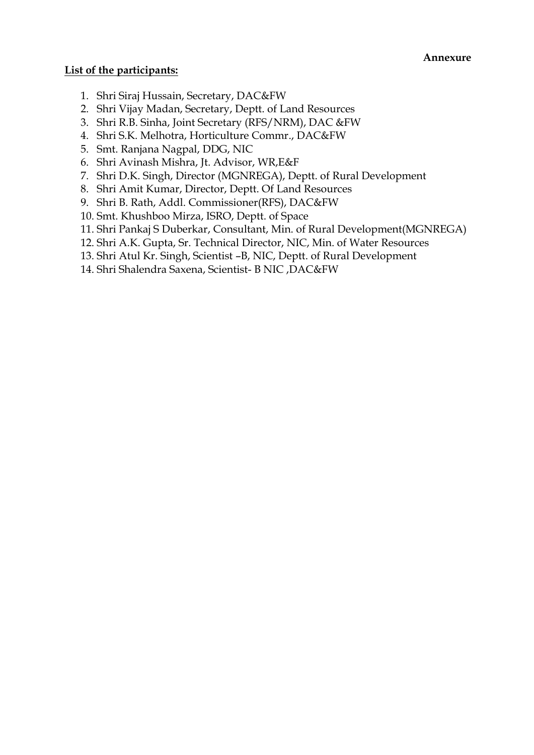**Annexure**

**<u>List of the participants:</u>**

1. Shri Siraj Hussain, Secretary, DAC&FW
2. Shri Vijay Madan, Secretary, Deptt. of Land Resources
3. Shri R.B. Sinha, Joint Secretary (RFS/NRM), DAC &FW
4. Shri S.K. Melhotra, Horticulture Commr., DAC&FW
5. Smt. Ranjana Nagpal, DDG, NIC
6. Shri Avinash Mishra, Jt. Advisor, WR,E&F
7. Shri D.K. Singh, Director (MGNREGA), Deptt. of Rural Development
8. Shri Amit Kumar, Director, Deptt. Of Land Resources
9. Shri B. Rath, Addl. Commissioner(RFS), DAC&FW
10. Smt. Khushboo Mirza, ISRO, Deptt. of Space
11. Shri Pankaj S Duberkar, Consultant, Min. of Rural Development(MGNREGA)
12. Shri A.K. Gupta, Sr. Technical Director, NIC, Min. of Water Resources
13. Shri Atul Kr. Singh, Scientist –B, NIC, Deptt. of Rural Development
14. Shri Shalendra Saxena, Scientist- B NIC ,DAC&FW